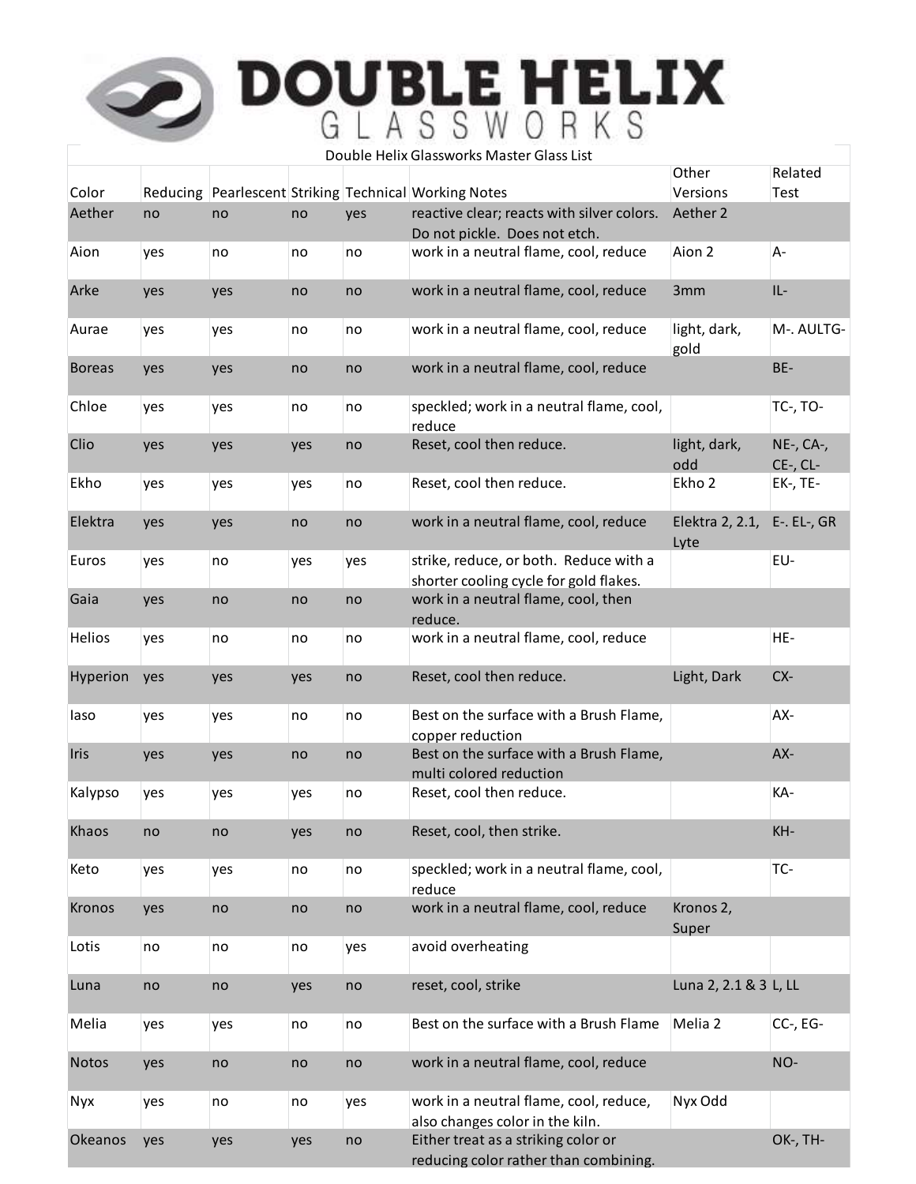# DOUBLE HELIX GLASSWORKS

Double Helix Glassworks Master Glass List

| Color | Reducing | Pearlescent | Striking | Technical | Working Notes | Other Versions | Related Test |
|---|---|---|---|---|---|---|---|
| Aether | no | no | no | yes | reactive clear; reacts with silver colors. Do not pickle. Does not etch. | Aether 2 | |
| Aion | yes | no | no | no | work in a neutral flame, cool, reduce | Aion 2 | A- |
| Arke | yes | yes | no | no | work in a neutral flame, cool, reduce | 3mm | IL- |
| Aurae | yes | yes | no | no | work in a neutral flame, cool, reduce | light, dark, gold | M-. AULTG- |
| Boreas | yes | yes | no | no | work in a neutral flame, cool, reduce | | BE- |
| Chloe | yes | yes | no | no | speckled; work in a neutral flame, cool, reduce | | TC-, TO- |
| Clio | yes | yes | yes | no | Reset, cool then reduce. | light, dark, odd | NE-, CA-, CE-, CL- |
| Ekho | yes | yes | yes | no | Reset, cool then reduce. | Ekho 2 | EK-, TE- |
| Elektra | yes | yes | no | no | work in a neutral flame, cool, reduce | Elektra 2, 2.1, Lyte | E-. EL-, GR |
| Euros | yes | no | yes | yes | strike, reduce, or both. Reduce with a shorter cooling cycle for gold flakes. | | EU- |
| Gaia | yes | no | no | no | work in a neutral flame, cool, then reduce. | | |
| Helios | yes | no | no | no | work in a neutral flame, cool, reduce | | HE- |
| Hyperion | yes | yes | yes | no | Reset, cool then reduce. | Light, Dark | CX- |
| Iaso | yes | yes | no | no | Best on the surface with a Brush Flame, copper reduction | | AX- |
| Iris | yes | yes | no | no | Best on the surface with a Brush Flame, multi colored reduction | | AX- |
| Kalypso | yes | yes | yes | no | Reset, cool then reduce. | | KA- |
| Khaos | no | no | yes | no | Reset, cool, then strike. | | KH- |
| Keto | yes | yes | no | no | speckled; work in a neutral flame, cool, reduce | | TC- |
| Kronos | yes | no | no | no | work in a neutral flame, cool, reduce | Kronos 2, Super | |
| Lotis | no | no | no | yes | avoid overheating | | |
| Luna | no | no | yes | no | reset, cool, strike | Luna 2, 2.1 & 3 | L, LL |
| Melia | yes | yes | no | no | Best on the surface with a Brush Flame | Melia 2 | CC-, EG- |
| Notos | yes | no | no | no | work in a neutral flame, cool, reduce | | NO- |
| Nyx | yes | no | no | yes | work in a neutral flame, cool, reduce, also changes color in the kiln. | Nyx Odd | |
| Okeanos | yes | yes | yes | no | Either treat as a striking color or reducing color rather than combining. | | OK-, TH- |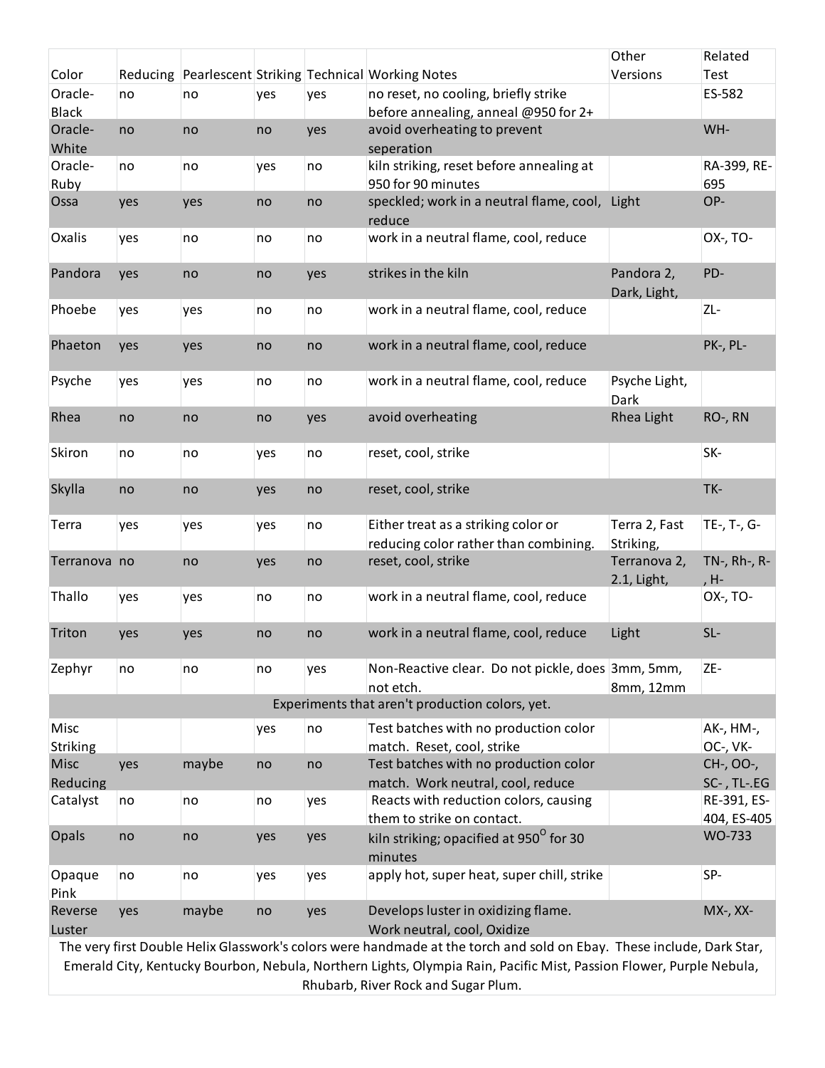| Color | Reducing | Pearlescent | Striking | Technical | Working Notes | Other Versions | Related Test |
|---|---|---|---|---|---|---|---|
| Oracle-Black | no | no | yes | yes | no reset, no cooling, briefly strike before annealing, anneal @950 for 2+ | | ES-582 |
| Oracle-White | no | no | no | yes | avoid overheating to prevent seperation | | WH- |
| Oracle-Ruby | no | no | yes | no | kiln striking, reset before annealing at 950 for 90 minutes | | RA-399, RE-695 |
| Ossa | yes | yes | no | no | speckled; work in a neutral flame, cool, reduce | Light | OP- |
| Oxalis | yes | no | no | no | work in a neutral flame, cool, reduce | | OX-, TO- |
| Pandora | yes | no | no | yes | strikes in the kiln | Pandora 2, Dark, Light, | PD- |
| Phoebe | yes | yes | no | no | work in a neutral flame, cool, reduce | | ZL- |
| Phaeton | yes | yes | no | no | work in a neutral flame, cool, reduce | | PK-, PL- |
| Psyche | yes | yes | no | no | work in a neutral flame, cool, reduce | Psyche Light, Dark | |
| Rhea | no | no | no | yes | avoid overheating | Rhea Light | RO-, RN |
| Skiron | no | no | yes | no | reset, cool, strike | | SK- |
| Skylla | no | no | yes | no | reset, cool, strike | | TK- |
| Terra | yes | yes | yes | no | Either treat as a striking color or reducing color rather than combining. | Terra 2, Fast Striking, | TE-, T-, G- |
| Terranova | no | no | yes | no | reset, cool, strike | Terranova 2, 2.1, Light, | TN-, Rh-, R-, H- |
| Thallo | yes | yes | no | no | work in a neutral flame, cool, reduce | | OX-, TO- |
| Triton | yes | yes | no | no | work in a neutral flame, cool, reduce | Light | SL- |
| Zephyr | no | no | no | yes | Non-Reactive clear. Do not pickle, does not etch. | 3mm, 5mm, 8mm, 12mm | ZE- |
| Experiments that aren't production colors, yet. | | | | | | | |
| Misc Striking | | | yes | no | Test batches with no production color match. Reset, cool, strike | | AK-, HM-, OC-, VK- |
| Misc Reducing | yes | maybe | no | no | Test batches with no production color match. Work neutral, cool, reduce | | CH-, OO-, SC- , TL-.EG |
| Catalyst | no | no | no | yes | Reacts with reduction colors, causing them to strike on contact. | | RE-391, ES-404, ES-405 |
| Opals | no | no | yes | yes | kiln striking; opacified at 950$^{O}$ for 30 minutes | | WO-733 |
| Opaque Pink | no | no | yes | yes | apply hot, super heat, super chill, strike | | SP- |
| Reverse Luster | yes | maybe | no | yes | Develops luster in oxidizing flame. Work neutral, cool, Oxidize | | MX-, XX- |

The very first Double Helix Glasswork's colors were handmade at the torch and sold on Ebay. These include, Dark Star, Emerald City, Kentucky Bourbon, Nebula, Northern Lights, Olympia Rain, Pacific Mist, Passion Flower, Purple Nebula, Rhubarb, River Rock and Sugar Plum.